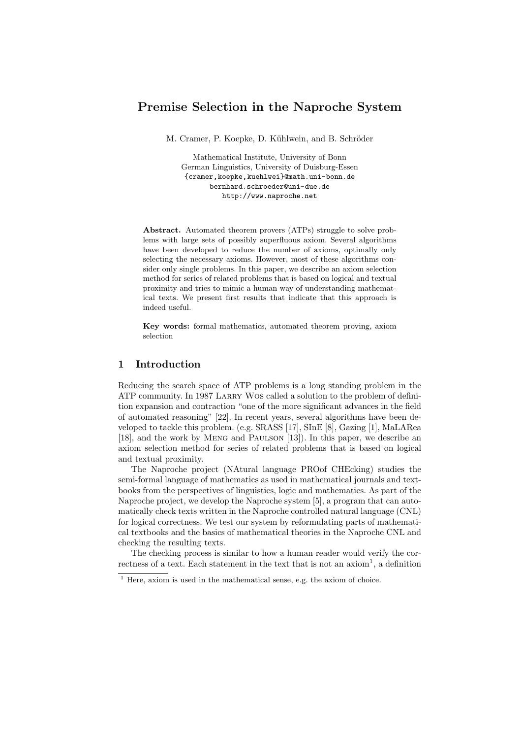# Premise Selection in the Naproche System

M. Cramer, P. Koepke, D. Kühlwein, and B. Schröder

Mathematical Institute, University of Bonn
German Linguistics, University of Duisburg-Essen
{cramer,koepke,kuehlwei}@math.uni-bonn.de
bernhard.schroeder@uni-due.de
http://www.naproche.net

**Abstract.** Automated theorem provers (ATPs) struggle to solve problems with large sets of possibly superfluous axiom. Several algorithms have been developed to reduce the number of axioms, optimally only selecting the necessary axioms. However, most of these algorithms consider only single problems. In this paper, we describe an axiom selection method for series of related problems that is based on logical and textual proximity and tries to mimic a human way of understanding mathematical texts. We present first results that indicate that this approach is indeed useful.

**Key words:** formal mathematics, automated theorem proving, axiom selection

## 1 Introduction

Reducing the search space of ATP problems is a long standing problem in the ATP community. In 1987 Larry Wos called a solution to the problem of definition expansion and contraction "one of the more significant advances in the field of automated reasoning" [22]. In recent years, several algorithms have been developed to tackle this problem. (e.g. SRASS [17], SInE [8], Gazing [1], MaLARea [18], and the work by Meng and Paulson [13]). In this paper, we describe an axiom selection method for series of related problems that is based on logical and textual proximity.

The Naproche project (NAtural language PROof CHEcking) studies the semi-formal language of mathematics as used in mathematical journals and textbooks from the perspectives of linguistics, logic and mathematics. As part of the Naproche project, we develop the Naproche system [5], a program that can automatically check texts written in the Naproche controlled natural language (CNL) for logical correctness. We test our system by reformulating parts of mathematical textbooks and the basics of mathematical theories in the Naproche CNL and checking the resulting texts.

The checking process is similar to how a human reader would verify the correctness of a text. Each statement in the text that is not an axiom[1], a definition

[1] Here, axiom is used in the mathematical sense, e.g. the axiom of choice.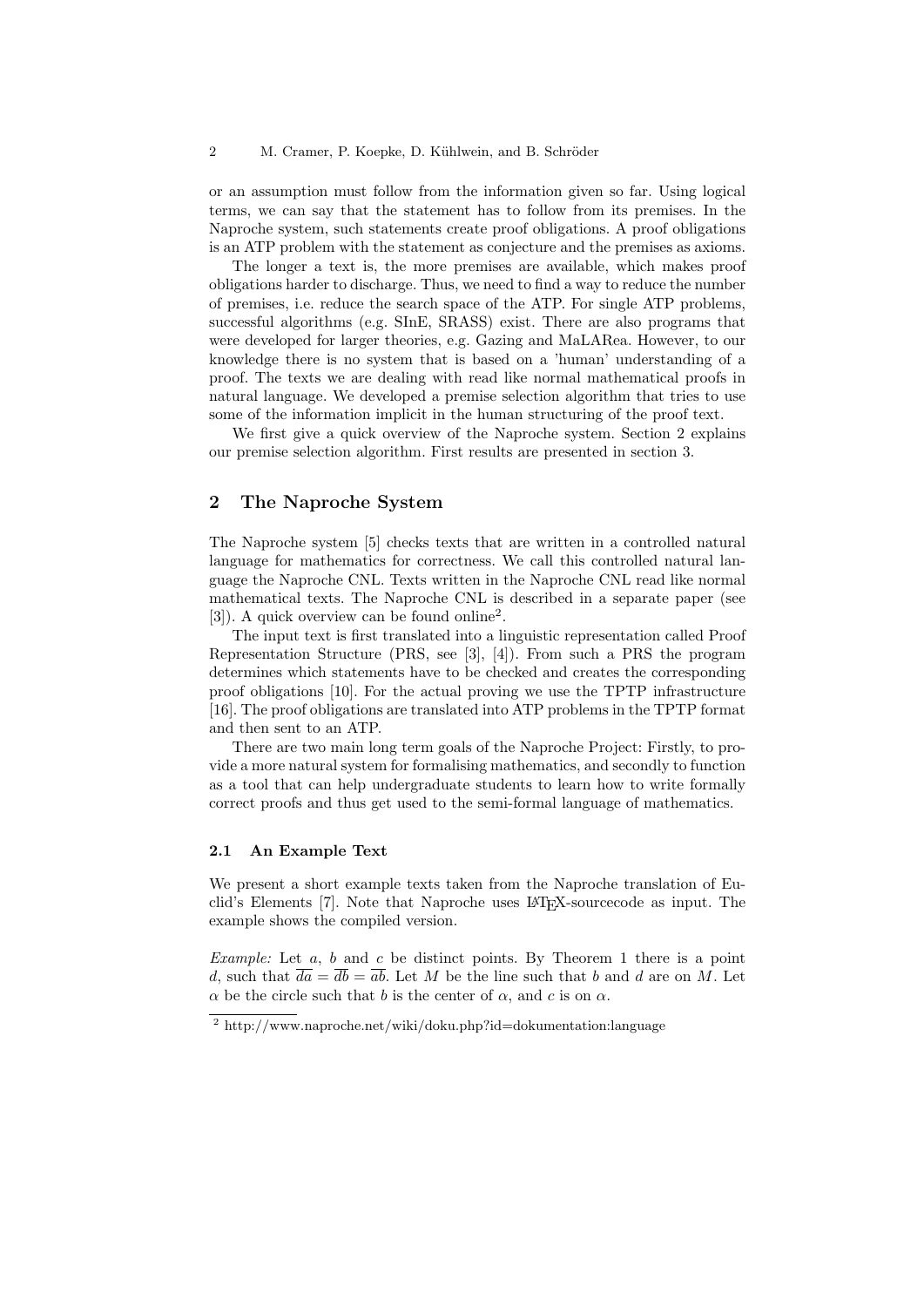or an assumption must follow from the information given so far. Using logical terms, we can say that the statement has to follow from its premises. In the Naproche system, such statements create proof obligations. A proof obligations is an ATP problem with the statement as conjecture and the premises as axioms.

The longer a text is, the more premises are available, which makes proof obligations harder to discharge. Thus, we need to find a way to reduce the number of premises, i.e. reduce the search space of the ATP. For single ATP problems, successful algorithms (e.g. SInE, SRASS) exist. There are also programs that were developed for larger theories, e.g. Gazing and MaLARea. However, to our knowledge there is no system that is based on a 'human' understanding of a proof. The texts we are dealing with read like normal mathematical proofs in natural language. We developed a premise selection algorithm that tries to use some of the information implicit in the human structuring of the proof text.

We first give a quick overview of the Naproche system. Section 2 explains our premise selection algorithm. First results are presented in section 3.

## 2 The Naproche System

The Naproche system [5] checks texts that are written in a controlled natural language for mathematics for correctness. We call this controlled natural language the Naproche CNL. Texts written in the Naproche CNL read like normal mathematical texts. The Naproche CNL is described in a separate paper (see [3]). A quick overview can be found online[2].

The input text is first translated into a linguistic representation called Proof Representation Structure (PRS, see [3], [4]). From such a PRS the program determines which statements have to be checked and creates the corresponding proof obligations [10]. For the actual proving we use the TPTP infrastructure [16]. The proof obligations are translated into ATP problems in the TPTP format and then sent to an ATP.

There are two main long term goals of the Naproche Project: Firstly, to provide a more natural system for formalising mathematics, and secondly to function as a tool that can help undergraduate students to learn how to write formally correct proofs and thus get used to the semi-formal language of mathematics.

### 2.1 An Example Text

We present a short example texts taken from the Naproche translation of Euclid's Elements [7]. Note that Naproche uses LaTeX-sourcecode as input. The example shows the compiled version.

*Example:* Let $a$, $b$ and $c$ be distinct points. By Theorem 1 there is a point $d$, such that $\overline{da} = \overline{db} = \overline{ab}$. Let $M$ be the line such that $b$ and $d$ are on $M$. Let $\alpha$ be the circle such that $b$ is the center of $\alpha$, and $c$ is on $\alpha$.

[2] http://www.naproche.net/wiki/doku.php?id=dokumentation:language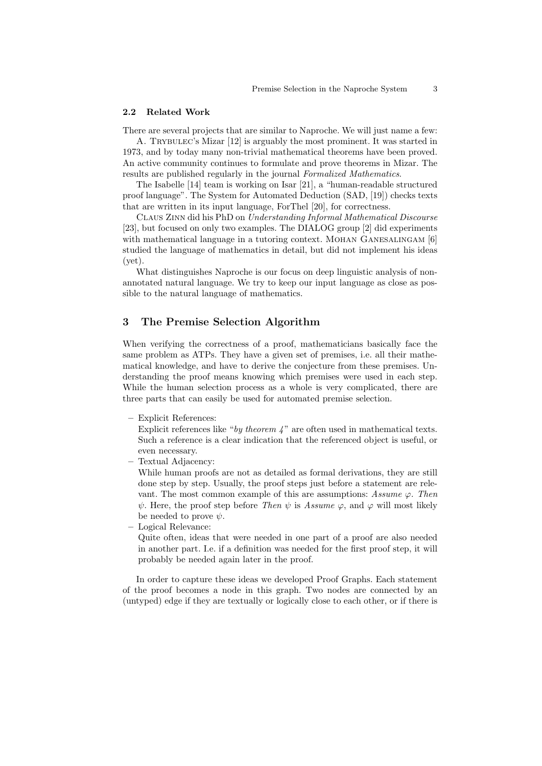### 2.2 Related Work

There are several projects that are similar to Naproche. We will just name a few:

A. Trybulec's Mizar [12] is arguably the most prominent. It was started in 1973, and by today many non-trivial mathematical theorems have been proved. An active community continues to formulate and prove theorems in Mizar. The results are published regularly in the journal *Formalized Mathematics*.

The Isabelle [14] team is working on Isar [21], a "human-readable structured proof language". The System for Automated Deduction (SAD, [19]) checks texts that are written in its input language, ForThel [20], for correctness.

Claus Zinn did his PhD on *Understanding Informal Mathematical Discourse* [23], but focused on only two examples. The DIALOG group [2] did experiments with mathematical language in a tutoring context. Mohan Ganesalingam [6] studied the language of mathematics in detail, but did not implement his ideas (yet).

What distinguishes Naproche is our focus on deep linguistic analysis of non-annotated natural language. We try to keep our input language as close as possible to the natural language of mathematics.

## 3 The Premise Selection Algorithm

When verifying the correctness of a proof, mathematicians basically face the same problem as ATPs. They have a given set of premises, i.e. all their mathematical knowledge, and have to derive the conjecture from these premises. Understanding the proof means knowing which premises were used in each step. While the human selection process as a whole is very complicated, there are three parts that can easily be used for automated premise selection.

- Explicit References:
  Explicit references like "*by theorem 4*" are often used in mathematical texts. Such a reference is a clear indication that the referenced object is useful, or even necessary.
- Textual Adjacency:
  While human proofs are not as detailed as formal derivations, they are still done step by step. Usually, the proof steps just before a statement are relevant. The most common example of this are assumptions: *Assume* $\varphi$*. Then* $\psi$. Here, the proof step before *Then* $\psi$ is *Assume* $\varphi$, and $\varphi$ will most likely be needed to prove $\psi$.
- Logical Relevance:
  Quite often, ideas that were needed in one part of a proof are also needed in another part. I.e. if a definition was needed for the first proof step, it will probably be needed again later in the proof.

In order to capture these ideas we developed Proof Graphs. Each statement of the proof becomes a node in this graph. Two nodes are connected by an (untyped) edge if they are textually or logically close to each other, or if there is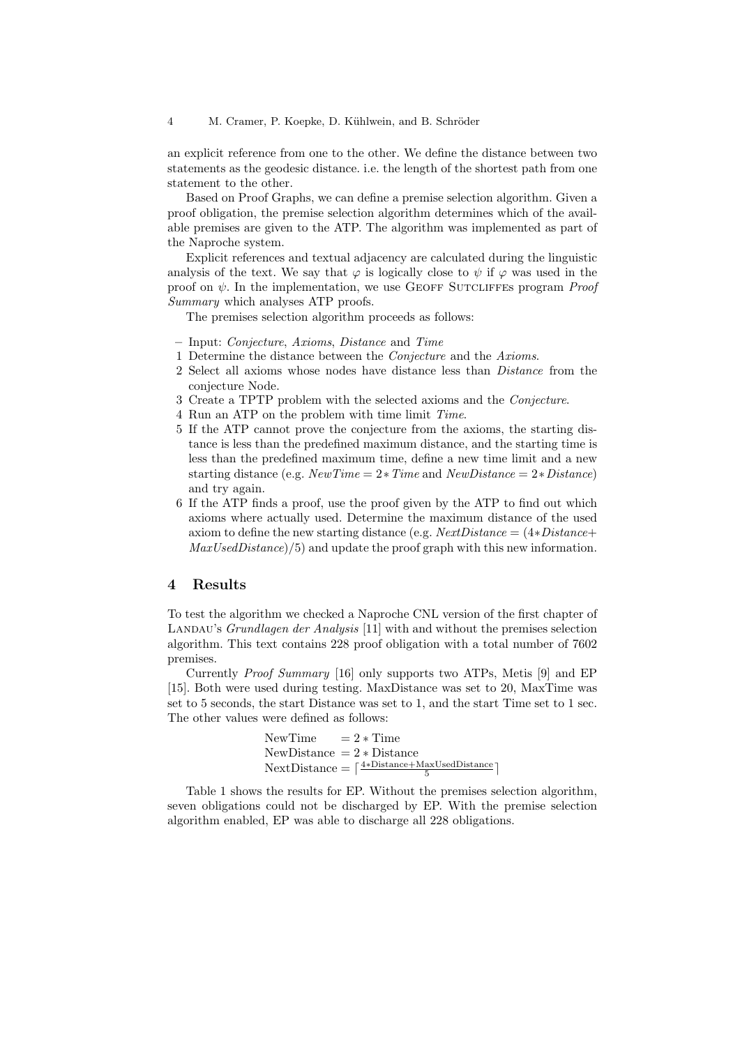an explicit reference from one to the other. We define the distance between two statements as the geodesic distance. i.e. the length of the shortest path from one statement to the other.

Based on Proof Graphs, we can define a premise selection algorithm. Given a proof obligation, the premise selection algorithm determines which of the available premises are given to the ATP. The algorithm was implemented as part of the Naproche system.

Explicit references and textual adjacency are calculated during the linguistic analysis of the text. We say that $\varphi$ is logically close to $\psi$ if $\varphi$ was used in the proof on $\psi$. In the implementation, we use Geoff Sutcliffes program *Proof Summary* which analyses ATP proofs.

The premises selection algorithm proceeds as follows:

- Input: *Conjecture*, *Axioms*, *Distance* and *Time*

1 Determine the distance between the *Conjecture* and the *Axioms*.

2 Select all axioms whose nodes have distance less than *Distance* from the conjecture Node.

3 Create a TPTP problem with the selected axioms and the *Conjecture*.

4 Run an ATP on the problem with time limit *Time*.

5 If the ATP cannot prove the conjecture from the axioms, the starting distance is less than the predefined maximum distance, and the starting time is less than the predefined maximum time, define a new time limit and a new starting distance (e.g. $NewTime = 2 * Time$ and $NewDistance = 2 * Distance$) and try again.

6 If the ATP finds a proof, use the proof given by the ATP to find out which axioms where actually used. Determine the maximum distance of the used axiom to define the new starting distance (e.g. $NextDistance = (4 * Distance + MaxUsedDistance)/5$) and update the proof graph with this new information.

## 4 Results

To test the algorithm we checked a Naproche CNL version of the first chapter of Landau's *Grundlagen der Analysis* [11] with and without the premises selection algorithm. This text contains 228 proof obligation with a total number of 7602 premises.

Currently *Proof Summary* [16] only supports two ATPs, Metis [9] and EP [15]. Both were used during testing. MaxDistance was set to 20, MaxTime was set to 5 seconds, the start Distance was set to 1, and the start Time set to 1 sec. The other values were defined as follows:

$$\begin{aligned}
\text{NewTime} &= 2 * \text{Time} \\
\text{NewDistance} &= 2 * \text{Distance} \\
\text{NextDistance} &= \left\lceil \frac{4 * \text{Distance} + \text{MaxUsedDistance}}{5} \right\rceil
\end{aligned}$$

Table 1 shows the results for EP. Without the premises selection algorithm, seven obligations could not be discharged by EP. With the premise selection algorithm enabled, EP was able to discharge all 228 obligations.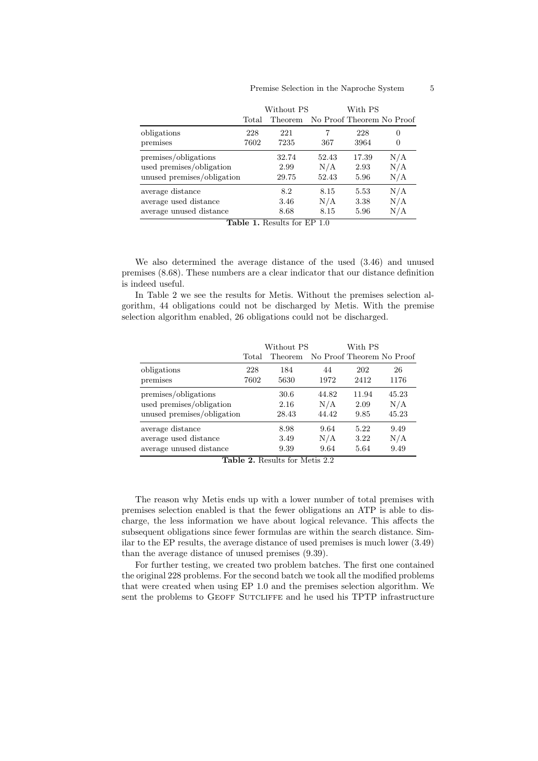|  | Total | Without PS Theorem | No Proof | With PS Theorem | No Proof |
|---|---|---|---|---|---|
| obligations | 228 | 221 | 7 | 228 | 0 |
| premises | 7602 | 7235 | 367 | 3964 | 0 |
| premises/obligations |  | 32.74 | 52.43 | 17.39 | N/A |
| used premises/obligation |  | 2.99 | N/A | 2.93 | N/A |
| unused premises/obligation |  | 29.75 | 52.43 | 5.96 | N/A |
| average distance |  | 8.2 | 8.15 | 5.53 | N/A |
| average used distance |  | 3.46 | N/A | 3.38 | N/A |
| average unused distance |  | 8.68 | 8.15 | 5.96 | N/A |

**Table 1.** Results for EP 1.0

We also determined the average distance of the used (3.46) and unused premises (8.68). These numbers are a clear indicator that our distance definition is indeed useful.

In Table 2 we see the results for Metis. Without the premises selection algorithm, 44 obligations could not be discharged by Metis. With the premise selection algorithm enabled, 26 obligations could not be discharged.

|  | Total | Without PS Theorem | No Proof | With PS Theorem | No Proof |
|---|---|---|---|---|---|
| obligations | 228 | 184 | 44 | 202 | 26 |
| premises | 7602 | 5630 | 1972 | 2412 | 1176 |
| premises/obligations |  | 30.6 | 44.82 | 11.94 | 45.23 |
| used premises/obligation |  | 2.16 | N/A | 2.09 | N/A |
| unused premises/obligation |  | 28.43 | 44.42 | 9.85 | 45.23 |
| average distance |  | 8.98 | 9.64 | 5.22 | 9.49 |
| average used distance |  | 3.49 | N/A | 3.22 | N/A |
| average unused distance |  | 9.39 | 9.64 | 5.64 | 9.49 |

**Table 2.** Results for Metis 2.2

The reason why Metis ends up with a lower number of total premises with premises selection enabled is that the fewer obligations an ATP is able to discharge, the less information we have about logical relevance. This affects the subsequent obligations since fewer formulas are within the search distance. Similar to the EP results, the average distance of used premises is much lower (3.49) than the average distance of unused premises (9.39).

For further testing, we created two problem batches. The first one contained the original 228 problems. For the second batch we took all the modified problems that were created when using EP 1.0 and the premises selection algorithm. We sent the problems to Geoff Sutcliffe and he used his TPTP infrastructure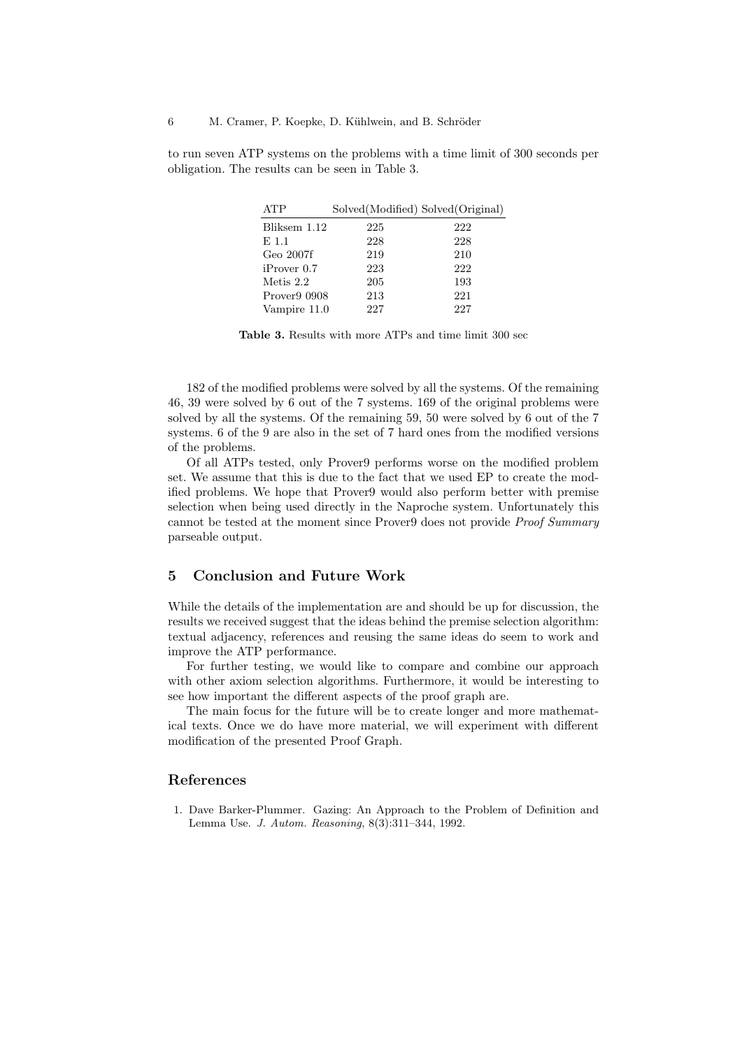to run seven ATP systems on the problems with a time limit of 300 seconds per obligation. The results can be seen in Table 3.

| ATP | Solved(Modified) | Solved(Original) |
|---|---|---|
| Bliksem 1.12 | 225 | 222 |
| E 1.1 | 228 | 228 |
| Geo 2007f | 219 | 210 |
| iProver 0.7 | 223 | 222 |
| Metis 2.2 | 205 | 193 |
| Prover9 0908 | 213 | 221 |
| Vampire 11.0 | 227 | 227 |

**Table 3.** Results with more ATPs and time limit 300 sec

182 of the modified problems were solved by all the systems. Of the remaining 46, 39 were solved by 6 out of the 7 systems. 169 of the original problems were solved by all the systems. Of the remaining 59, 50 were solved by 6 out of the 7 systems. 6 of the 9 are also in the set of 7 hard ones from the modified versions of the problems.

Of all ATPs tested, only Prover9 performs worse on the modified problem set. We assume that this is due to the fact that we used EP to create the modified problems. We hope that Prover9 would also perform better with premise selection when being used directly in the Naproche system. Unfortunately this cannot be tested at the moment since Prover9 does not provide *Proof Summary* parseable output.

## 5 Conclusion and Future Work

While the details of the implementation are and should be up for discussion, the results we received suggest that the ideas behind the premise selection algorithm: textual adjacency, references and reusing the same ideas do seem to work and improve the ATP performance.

For further testing, we would like to compare and combine our approach with other axiom selection algorithms. Furthermore, it would be interesting to see how important the different aspects of the proof graph are.

The main focus for the future will be to create longer and more mathematical texts. Once we do have more material, we will experiment with different modification of the presented Proof Graph.

## References

1. Dave Barker-Plummer. Gazing: An Approach to the Problem of Definition and Lemma Use. *J. Autom. Reasoning*, 8(3):311–344, 1992.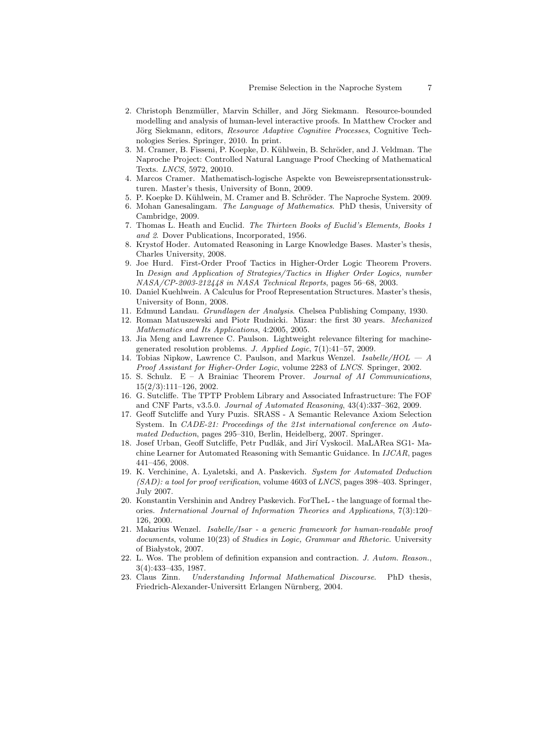2. Christoph Benzmüller, Marvin Schiller, and Jörg Siekmann. Resource-bounded modelling and analysis of human-level interactive proofs. In Matthew Crocker and Jörg Siekmann, editors, *Resource Adaptive Cognitive Processes*, Cognitive Technologies Series. Springer, 2010. In print.
3. M. Cramer, B. Fisseni, P. Koepke, D. Kühlwein, B. Schröder, and J. Veldman. The Naproche Project: Controlled Natural Language Proof Checking of Mathematical Texts. *LNCS*, 5972, 20010.
4. Marcos Cramer. Mathematisch-logische Aspekte von Beweisreprsentationsstrukturen. Master's thesis, University of Bonn, 2009.
5. P. Koepke D. Kühlwein, M. Cramer and B. Schröder. The Naproche System. 2009.
6. Mohan Ganesalingam. *The Language of Mathematics*. PhD thesis, University of Cambridge, 2009.
7. Thomas L. Heath and Euclid. *The Thirteen Books of Euclid's Elements, Books 1 and 2*. Dover Publications, Incorporated, 1956.
8. Krystof Hoder. Automated Reasoning in Large Knowledge Bases. Master's thesis, Charles University, 2008.
9. Joe Hurd. First-Order Proof Tactics in Higher-Order Logic Theorem Provers. In *Design and Application of Strategies/Tactics in Higher Order Logics, number NASA/CP-2003-212448 in NASA Technical Reports*, pages 56–68, 2003.
10. Daniel Kuehlwein. A Calculus for Proof Representation Structures. Master's thesis, University of Bonn, 2008.
11. Edmund Landau. *Grundlagen der Analysis*. Chelsea Publishing Company, 1930.
12. Roman Matuszewski and Piotr Rudnicki. Mizar: the first 30 years. *Mechanized Mathematics and Its Applications*, 4:2005, 2005.
13. Jia Meng and Lawrence C. Paulson. Lightweight relevance filtering for machine-generated resolution problems. *J. Applied Logic*, 7(1):41–57, 2009.
14. Tobias Nipkow, Lawrence C. Paulson, and Markus Wenzel. *Isabelle/HOL — A Proof Assistant for Higher-Order Logic*, volume 2283 of *LNCS*. Springer, 2002.
15. S. Schulz. E – A Brainiac Theorem Prover. *Journal of AI Communications*, 15(2/3):111–126, 2002.
16. G. Sutcliffe. The TPTP Problem Library and Associated Infrastructure: The FOF and CNF Parts, v3.5.0. *Journal of Automated Reasoning*, 43(4):337–362, 2009.
17. Geoff Sutcliffe and Yury Puzis. SRASS - A Semantic Relevance Axiom Selection System. In *CADE-21: Proceedings of the 21st international conference on Automated Deduction*, pages 295–310, Berlin, Heidelberg, 2007. Springer.
18. Josef Urban, Geoff Sutcliffe, Petr Pudlák, and Jirí Vyskocil. MaLARea SG1- Machine Learner for Automated Reasoning with Semantic Guidance. In *IJCAR*, pages 441–456, 2008.
19. K. Verchinine, A. Lyaletski, and A. Paskevich. *System for Automated Deduction (SAD): a tool for proof verification*, volume 4603 of *LNCS*, pages 398–403. Springer, July 2007.
20. Konstantin Vershinin and Andrey Paskevich. ForTheL - the language of formal theories. *International Journal of Information Theories and Applications*, 7(3):120–126, 2000.
21. Makarius Wenzel. *Isabelle/Isar - a generic framework for human-readable proof documents*, volume 10(23) of *Studies in Logic, Grammar and Rhetoric*. University of Białystok, 2007.
22. L. Wos. The problem of definition expansion and contraction. *J. Autom. Reason.*, 3(4):433–435, 1987.
23. Claus Zinn. *Understanding Informal Mathematical Discourse*. PhD thesis, Friedrich-Alexander-Universitt Erlangen Nürnberg, 2004.